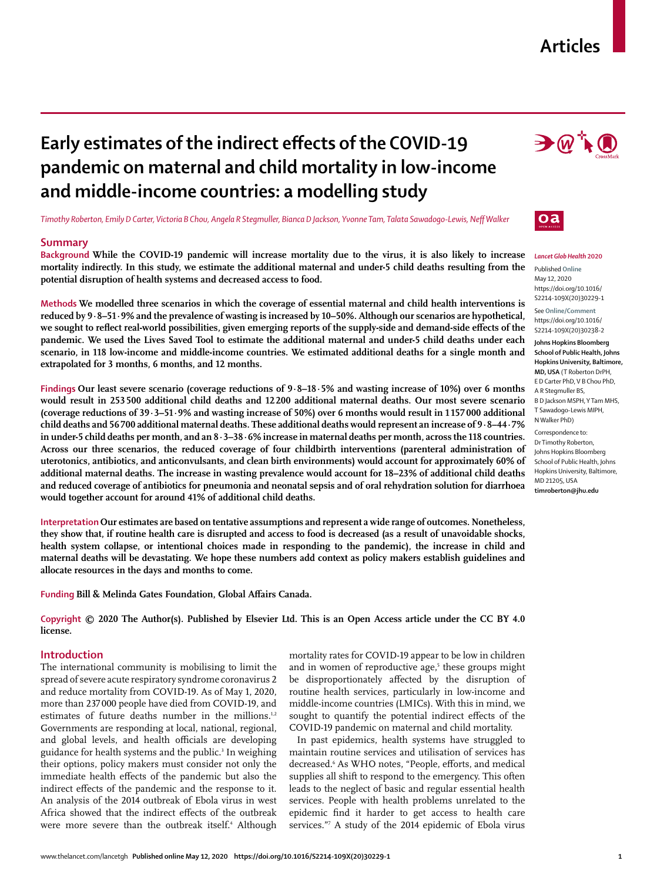# Articles

# Early estimates of the indirect effects of the COVID-19 pandemic on maternal and child mortality in low-income and middle-income countries: a modelling study

*Timothy Roberton, Emily D Carter, Victoria B Chou, Angela R Stegmuller, Bianca D Jackson, Yvonne Tam, Talata Sawadogo-Lewis, Neff Walker*

*Lancet Glob Health* 2020

Published Online May 12, 2020 https://doi.org/10.1016/S2214-109X(20)30229-1

See Online/Comment https://doi.org/10.1016/S2214-109X(20)30238-2

**Johns Hopkins Bloomberg School of Public Health, Johns Hopkins University, Baltimore, MD, USA** (T Roberton DrPH, E D Carter PhD, V B Chou PhD, A R Stegmuller BS, B D Jackson MSPH, Y Tam MHS, T Sawadogo-Lewis MIPH, N Walker PhD)

Correspondence to: Dr Timothy Roberton, Johns Hopkins Bloomberg School of Public Health, Johns Hopkins University, Baltimore, MD 21205, USA **timroberton@jhu.edu**

## Summary

**Background** While the COVID-19 pandemic will increase mortality due to the virus, it is also likely to increase mortality indirectly. In this study, we estimate the additional maternal and under-5 child deaths resulting from the potential disruption of health systems and decreased access to food.

**Methods** We modelled three scenarios in which the coverage of essential maternal and child health interventions is reduced by 9·8–51·9% and the prevalence of wasting is increased by 10–50%. Although our scenarios are hypothetical, we sought to reflect real-world possibilities, given emerging reports of the supply-side and demand-side effects of the pandemic. We used the Lives Saved Tool to estimate the additional maternal and under-5 child deaths under each scenario, in 118 low-income and middle-income countries. We estimated additional deaths for a single month and extrapolated for 3 months, 6 months, and 12 months.

**Findings** Our least severe scenario (coverage reductions of 9·8–18·5% and wasting increase of 10%) over 6 months would result in 253 500 additional child deaths and 12 200 additional maternal deaths. Our most severe scenario (coverage reductions of 39·3–51·9% and wasting increase of 50%) over 6 months would result in 1 157 000 additional child deaths and 56 700 additional maternal deaths. These additional deaths would represent an increase of 9·8–44·7% in under-5 child deaths per month, and an 8·3–38·6% increase in maternal deaths per month, across the 118 countries. Across our three scenarios, the reduced coverage of four childbirth interventions (parenteral administration of uterotonics, antibiotics, and anticonvulsants, and clean birth environments) would account for approximately 60% of additional maternal deaths. The increase in wasting prevalence would account for 18–23% of additional child deaths and reduced coverage of antibiotics for pneumonia and neonatal sepsis and of oral rehydration solution for diarrhoea would together account for around 41% of additional child deaths.

**Interpretation** Our estimates are based on tentative assumptions and represent a wide range of outcomes. Nonetheless, they show that, if routine health care is disrupted and access to food is decreased (as a result of unavoidable shocks, health system collapse, or intentional choices made in responding to the pandemic), the increase in child and maternal deaths will be devastating. We hope these numbers add context as policy makers establish guidelines and allocate resources in the days and months to come.

**Funding** Bill & Melinda Gates Foundation, Global Affairs Canada.

**Copyright** © 2020 The Author(s). Published by Elsevier Ltd. This is an Open Access article under the CC BY 4.0 license.

## Introduction

The international community is mobilising to limit the spread of severe acute respiratory syndrome coronavirus 2 and reduce mortality from COVID-19. As of May 1, 2020, more than 237 000 people have died from COVID-19, and estimates of future deaths number in the millions.[1,2] Governments are responding at local, national, regional, and global levels, and health officials are developing guidance for health systems and the public.[3] In weighing their options, policy makers must consider not only the immediate health effects of the pandemic but also the indirect effects of the pandemic and the response to it. An analysis of the 2014 outbreak of Ebola virus in west Africa showed that the indirect effects of the outbreak were more severe than the outbreak itself.[4] Although mortality rates for COVID-19 appear to be low in children and in women of reproductive age,[5] these groups might be disproportionately affected by the disruption of routine health services, particularly in low-income and middle-income countries (LMICs). With this in mind, we sought to quantify the potential indirect effects of the COVID-19 pandemic on maternal and child mortality.

In past epidemics, health systems have struggled to maintain routine services and utilisation of services has decreased.[6] As WHO notes, "People, efforts, and medical supplies all shift to respond to the emergency. This often leads to the neglect of basic and regular essential health services. People with health problems unrelated to the epidemic find it harder to get access to health care services."[7] A study of the 2014 epidemic of Ebola virus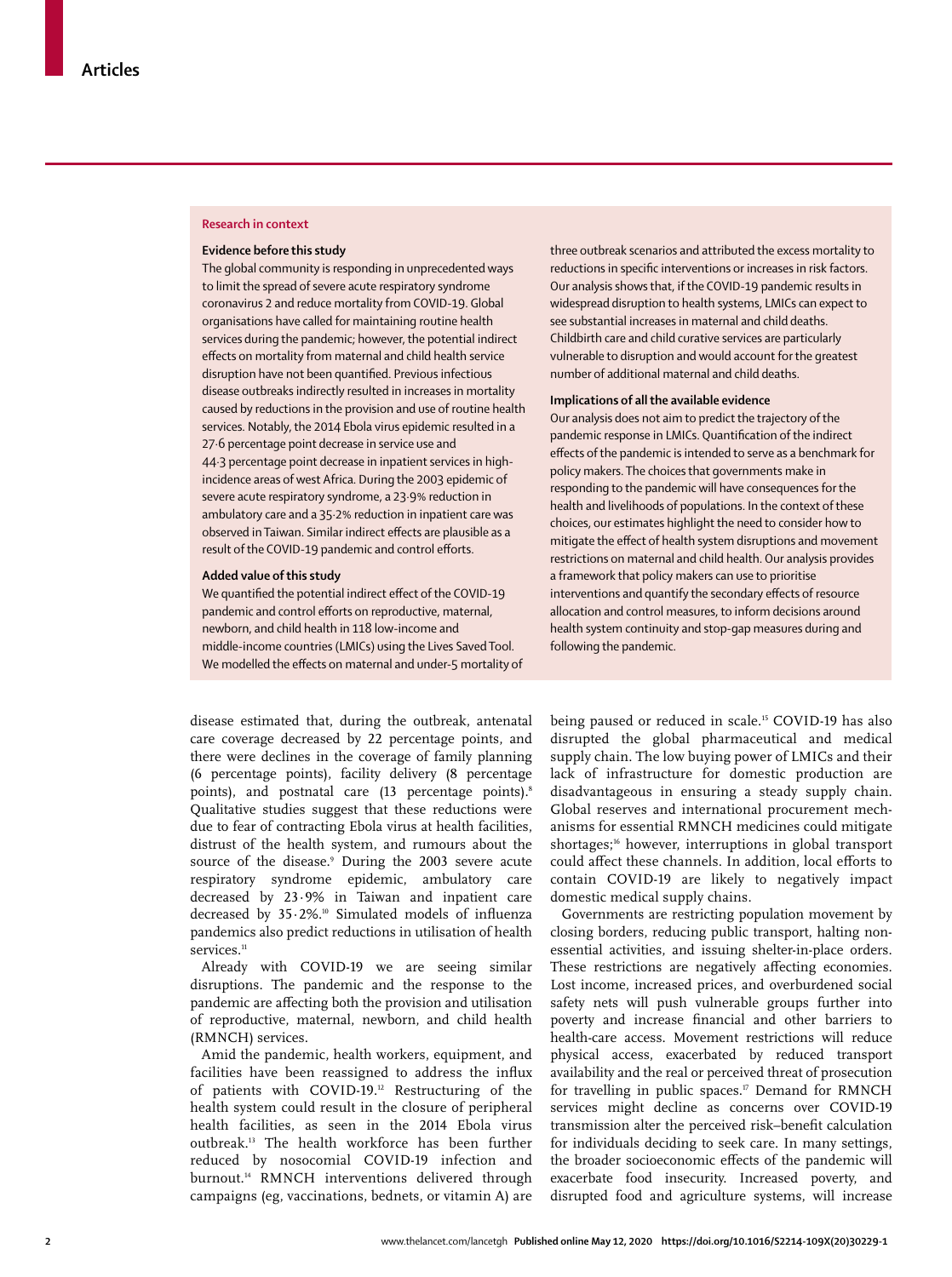## Research in context

### Evidence before this study

The global community is responding in unprecedented ways to limit the spread of severe acute respiratory syndrome coronavirus 2 and reduce mortality from COVID-19. Global organisations have called for maintaining routine health services during the pandemic; however, the potential indirect effects on mortality from maternal and child health service disruption have not been quantified. Previous infectious disease outbreaks indirectly resulted in increases in mortality caused by reductions in the provision and use of routine health services. Notably, the 2014 Ebola virus epidemic resulted in a 27·6 percentage point decrease in service use and 44·3 percentage point decrease in inpatient services in high-incidence areas of west Africa. During the 2003 epidemic of severe acute respiratory syndrome, a 23·9% reduction in ambulatory care and a 35·2% reduction in inpatient care was observed in Taiwan. Similar indirect effects are plausible as a result of the COVID-19 pandemic and control efforts.

### Added value of this study

We quantified the potential indirect effect of the COVID-19 pandemic and control efforts on reproductive, maternal, newborn, and child health in 118 low-income and middle-income countries (LMICs) using the Lives Saved Tool. We modelled the effects on maternal and under-5 mortality of three outbreak scenarios and attributed the excess mortality to reductions in specific interventions or increases in risk factors. Our analysis shows that, if the COVID-19 pandemic results in widespread disruption to health systems, LMICs can expect to see substantial increases in maternal and child deaths. Childbirth care and child curative services are particularly vulnerable to disruption and would account for the greatest number of additional maternal and child deaths.

### Implications of all the available evidence

Our analysis does not aim to predict the trajectory of the pandemic response in LMICs. Quantification of the indirect effects of the pandemic is intended to serve as a benchmark for policy makers. The choices that governments make in responding to the pandemic will have consequences for the health and livelihoods of populations. In the context of these choices, our estimates highlight the need to consider how to mitigate the effect of health system disruptions and movement restrictions on maternal and child health. Our analysis provides a framework that policy makers can use to prioritise interventions and quantify the secondary effects of resource allocation and control measures, to inform decisions around health system continuity and stop-gap measures during and following the pandemic.

disease estimated that, during the outbreak, antenatal care coverage decreased by 22 percentage points, and there were declines in the coverage of family planning (6 percentage points), facility delivery (8 percentage points), and postnatal care (13 percentage points).[8] Qualitative studies suggest that these reductions were due to fear of contracting Ebola virus at health facilities, distrust of the health system, and rumours about the source of the disease.[9] During the 2003 severe acute respiratory syndrome epidemic, ambulatory care decreased by 23·9% in Taiwan and inpatient care decreased by 35·2%.[10] Simulated models of influenza pandemics also predict reductions in utilisation of health services.[11]

Already with COVID-19 we are seeing similar disruptions. The pandemic and the response to the pandemic are affecting both the provision and utilisation of reproductive, maternal, newborn, and child health (RMNCH) services.

Amid the pandemic, health workers, equipment, and facilities have been reassigned to address the influx of patients with COVID-19.[12] Restructuring of the health system could result in the closure of peripheral health facilities, as seen in the 2014 Ebola virus outbreak.[13] The health workforce has been further reduced by nosocomial COVID-19 infection and burnout.[14] RMNCH interventions delivered through campaigns (eg, vaccinations, bednets, or vitamin A) are being paused or reduced in scale.[15] COVID-19 has also disrupted the global pharmaceutical and medical supply chain. The low buying power of LMICs and their lack of infrastructure for domestic production are disadvantageous in ensuring a steady supply chain. Global reserves and international procurement mechanisms for essential RMNCH medicines could mitigate shortages;[16] however, interruptions in global transport could affect these channels. In addition, local efforts to contain COVID-19 are likely to negatively impact domestic medical supply chains.

Governments are restricting population movement by closing borders, reducing public transport, halting non-essential activities, and issuing shelter-in-place orders. These restrictions are negatively affecting economies. Lost income, increased prices, and overburdened social safety nets will push vulnerable groups further into poverty and increase financial and other barriers to health-care access. Movement restrictions will reduce physical access, exacerbated by reduced transport availability and the real or perceived threat of prosecution for travelling in public spaces.[17] Demand for RMNCH services might decline as concerns over COVID-19 transmission alter the perceived risk–benefit calculation for individuals deciding to seek care. In many settings, the broader socioeconomic effects of the pandemic will exacerbate food insecurity. Increased poverty, and disrupted food and agriculture systems, will increase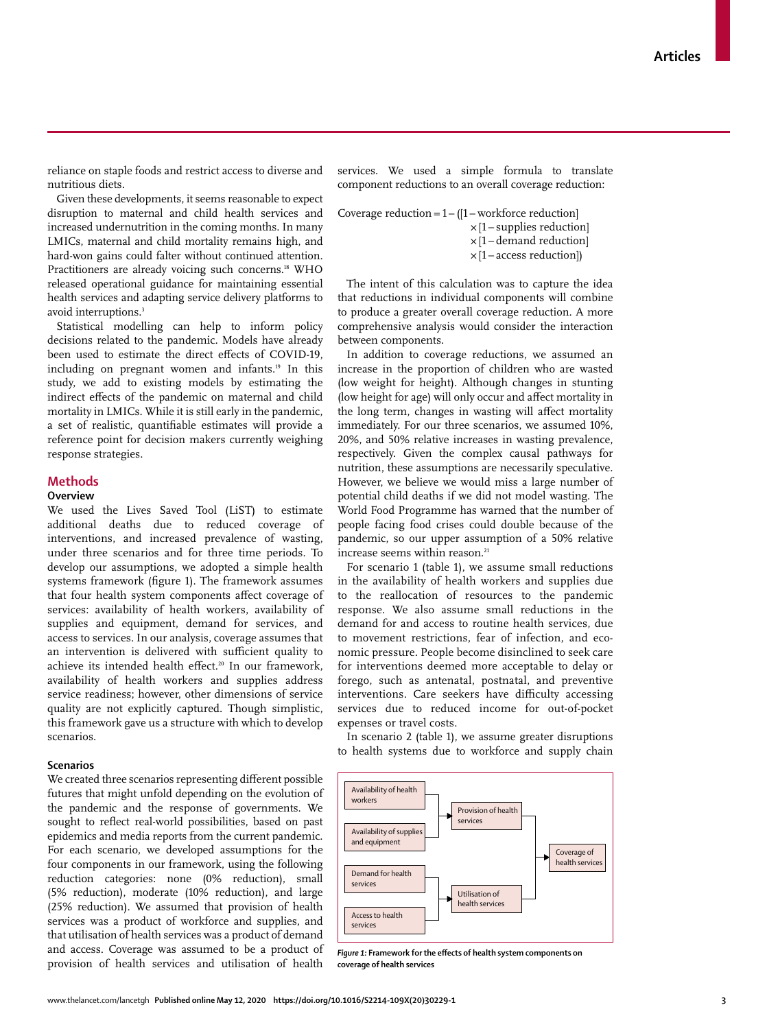reliance on staple foods and restrict access to diverse and nutritious diets.

Given these developments, it seems reasonable to expect disruption to maternal and child health services and increased undernutrition in the coming months. In many LMICs, maternal and child mortality remains high, and hard-won gains could falter without continued attention. Practitioners are already voicing such concerns.[18] WHO released operational guidance for maintaining essential health services and adapting service delivery platforms to avoid interruptions.[3]

Statistical modelling can help to inform policy decisions related to the pandemic. Models have already been used to estimate the direct effects of COVID-19, including on pregnant women and infants.[19] In this study, we add to existing models by estimating the indirect effects of the pandemic on maternal and child mortality in LMICs. While it is still early in the pandemic, a set of realistic, quantifiable estimates will provide a reference point for decision makers currently weighing response strategies.

## Methods

### Overview

We used the Lives Saved Tool (LiST) to estimate additional deaths due to reduced coverage of interventions, and increased prevalence of wasting, under three scenarios and for three time periods. To develop our assumptions, we adopted a simple health systems framework (figure 1). The framework assumes that four health system components affect coverage of services: availability of health workers, availability of supplies and equipment, demand for services, and access to services. In our analysis, coverage assumes that an intervention is delivered with sufficient quality to achieve its intended health effect.[20] In our framework, availability of health workers and supplies address service readiness; however, other dimensions of service quality are not explicitly captured. Though simplistic, this framework gave us a structure with which to develop scenarios.

### Scenarios

We created three scenarios representing different possible futures that might unfold depending on the evolution of the pandemic and the response of governments. We sought to reflect real-world possibilities, based on past epidemics and media reports from the current pandemic. For each scenario, we developed assumptions for the four components in our framework, using the following reduction categories: none (0% reduction), small (5% reduction), moderate (10% reduction), and large (25% reduction). We assumed that provision of health services was a product of workforce and supplies, and that utilisation of health services was a product of demand and access. Coverage was assumed to be a product of provision of health services and utilisation of health services. We used a simple formula to translate component reductions to an overall coverage reduction:

$$\text{Coverage reduction} = 1 - ([1 - \text{workforce reduction}] \times [1 - \text{supplies reduction}] \times [1 - \text{demand reduction}] \times [1 - \text{access reduction}])$$

The intent of this calculation was to capture the idea that reductions in individual components will combine to produce a greater overall coverage reduction. A more comprehensive analysis would consider the interaction between components.

In addition to coverage reductions, we assumed an increase in the proportion of children who are wasted (low weight for height). Although changes in stunting (low height for age) will only occur and affect mortality in the long term, changes in wasting will affect mortality immediately. For our three scenarios, we assumed 10%, 20%, and 50% relative increases in wasting prevalence, respectively. Given the complex causal pathways for nutrition, these assumptions are necessarily speculative. However, we believe we would miss a large number of potential child deaths if we did not model wasting. The World Food Programme has warned that the number of people facing food crises could double because of the pandemic, so our upper assumption of a 50% relative increase seems within reason.[21]

For scenario 1 (table 1), we assume small reductions in the availability of health workers and supplies due to the reallocation of resources to the pandemic response. We also assume small reductions in the demand for and access to routine health services, due to movement restrictions, fear of infection, and economic pressure. People become disinclined to seek care for interventions deemed more acceptable to delay or forego, such as antenatal, postnatal, and preventive interventions. Care seekers have difficulty accessing services due to reduced income for out-of-pocket expenses or travel costs.

In scenario 2 (table 1), we assume greater disruptions to health systems due to workforce and supply chain

Availability of health workers → Provision of health services
Availability of supplies and equipment → Provision of health services
Demand for health services → Utilisation of health services
Access to health services → Utilisation of health services
Provision of health services → Coverage of health services
Utilisation of health services → Coverage of health services

**Figure 1: Framework for the effects of health system components on coverage of health services**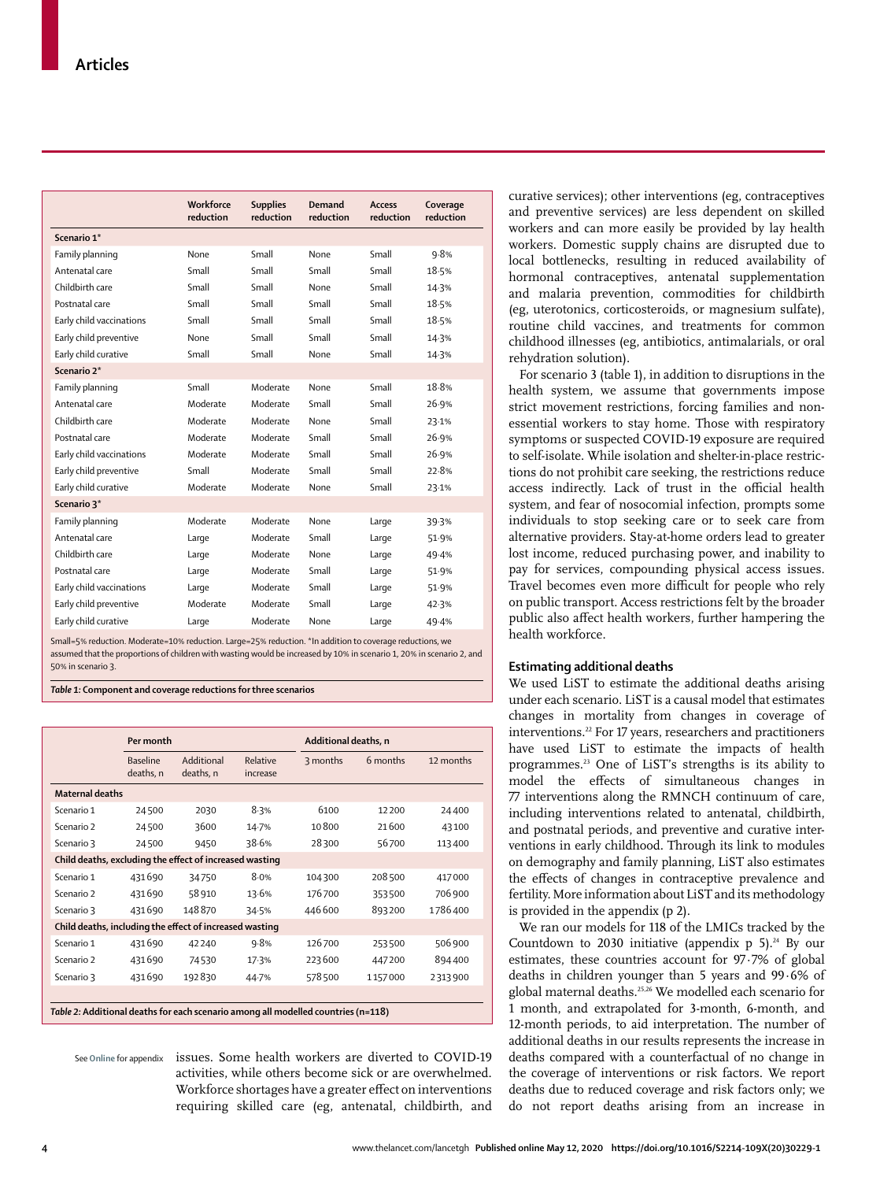| | Workforce reduction | Supplies reduction | Demand reduction | Access reduction | Coverage reduction |
|---|---|---|---|---|---|
| **Scenario 1*** | | | | | |
| Family planning | None | Small | None | Small | 9·8% |
| Antenatal care | Small | Small | Small | Small | 18·5% |
| Childbirth care | Small | Small | None | Small | 14·3% |
| Postnatal care | Small | Small | Small | Small | 18·5% |
| Early child vaccinations | Small | Small | Small | Small | 18·5% |
| Early child preventive | None | Small | Small | Small | 14·3% |
| Early child curative | Small | Small | None | Small | 14·3% |
| **Scenario 2*** | | | | | |
| Family planning | Small | Moderate | None | Small | 18·8% |
| Antenatal care | Moderate | Moderate | Small | Small | 26·9% |
| Childbirth care | Moderate | Moderate | None | Small | 23·1% |
| Postnatal care | Moderate | Moderate | Small | Small | 26·9% |
| Early child vaccinations | Moderate | Moderate | Small | Small | 26·9% |
| Early child preventive | Small | Moderate | Small | Small | 22·8% |
| Early child curative | Moderate | Moderate | None | Small | 23·1% |
| **Scenario 3*** | | | | | |
| Family planning | Moderate | Moderate | None | Large | 39·3% |
| Antenatal care | Large | Moderate | Small | Large | 51·9% |
| Childbirth care | Large | Moderate | None | Large | 49·4% |
| Postnatal care | Large | Moderate | Small | Large | 51·9% |
| Early child vaccinations | Large | Moderate | Small | Large | 51·9% |
| Early child preventive | Moderate | Moderate | Small | Large | 42·3% |
| Early child curative | Large | Moderate | None | Large | 49·4% |

Small=5% reduction. Moderate=10% reduction. Large=25% reduction. *In addition to coverage reductions, we assumed that the proportions of children with wasting would be increased by 10% in scenario 1, 20% in scenario 2, and 50% in scenario 3.

*Table 1:* **Component and coverage reductions for three scenarios**

| | Per month | | | Additional deaths, n | | |
|---|---|---|---|---|---|---|
| | Baseline deaths, n | Additional deaths, n | Relative increase | 3 months | 6 months | 12 months |
| **Maternal deaths** | | | | | | |
| Scenario 1 | 24500 | 2030 | 8·3% | 6100 | 12200 | 24400 |
| Scenario 2 | 24500 | 3600 | 14·7% | 10800 | 21600 | 43100 |
| Scenario 3 | 24500 | 9450 | 38·6% | 28300 | 56700 | 113400 |
| **Child deaths, excluding the effect of increased wasting** | | | | | | |
| Scenario 1 | 431690 | 34750 | 8·0% | 104300 | 208500 | 417000 |
| Scenario 2 | 431690 | 58910 | 13·6% | 176700 | 353500 | 706900 |
| Scenario 3 | 431690 | 148870 | 34·5% | 446600 | 893200 | 1786400 |
| **Child deaths, including the effect of increased wasting** | | | | | | |
| Scenario 1 | 431690 | 42240 | 9·8% | 126700 | 253500 | 506900 |
| Scenario 2 | 431690 | 74530 | 17·3% | 223600 | 447200 | 894400 |
| Scenario 3 | 431690 | 192830 | 44·7% | 578500 | 1157000 | 2313900 |

*Table 2:* **Additional deaths for each scenario among all modelled countries (n=118)**

See **Online** for appendix

issues. Some health workers are diverted to COVID-19 activities, while others become sick or are overwhelmed. Workforce shortages have a greater effect on interventions requiring skilled care (eg, antenatal, childbirth, and curative services); other interventions (eg, contraceptives and preventive services) are less dependent on skilled workers and can more easily be provided by lay health workers. Domestic supply chains are disrupted due to local bottlenecks, resulting in reduced availability of hormonal contraceptives, antenatal supplementation and malaria prevention, commodities for childbirth (eg, uterotonics, corticosteroids, or magnesium sulfate), routine child vaccines, and treatments for common childhood illnesses (eg, antibiotics, antimalarials, or oral rehydration solution).

For scenario 3 (table 1), in addition to disruptions in the health system, we assume that governments impose strict movement restrictions, forcing families and non-essential workers to stay home. Those with respiratory symptoms or suspected COVID-19 exposure are required to self-isolate. While isolation and shelter-in-place restrictions do not prohibit care seeking, the restrictions reduce access indirectly. Lack of trust in the official health system, and fear of nosocomial infection, prompts some individuals to stop seeking care or to seek care from alternative providers. Stay-at-home orders lead to greater lost income, reduced purchasing power, and inability to pay for services, compounding physical access issues. Travel becomes even more difficult for people who rely on public transport. Access restrictions felt by the broader public also affect health workers, further hampering the health workforce.

## Estimating additional deaths

We used LiST to estimate the additional deaths arising under each scenario. LiST is a causal model that estimates changes in mortality from changes in coverage of interventions.[22] For 17 years, researchers and practitioners have used LiST to estimate the impacts of health programmes.[23] One of LiST's strengths is its ability to model the effects of simultaneous changes in 77 interventions along the RMNCH continuum of care, including interventions related to antenatal, childbirth, and postnatal periods, and preventive and curative interventions in early childhood. Through its link to modules on demography and family planning, LiST also estimates the effects of changes in contraceptive prevalence and fertility. More information about LiST and its methodology is provided in the appendix (p 2).

We ran our models for 118 of the LMICs tracked by the Countdown to 2030 initiative (appendix p 5).[24] By our estimates, these countries account for 97·7% of global deaths in children younger than 5 years and 99·6% of global maternal deaths.[25,26] We modelled each scenario for 1 month, and extrapolated for 3-month, 6-month, and 12-month periods, to aid interpretation. The number of additional deaths in our results represents the increase in deaths compared with a counterfactual of no change in the coverage of interventions or risk factors. We report deaths due to reduced coverage and risk factors only; we do not report deaths arising from an increase in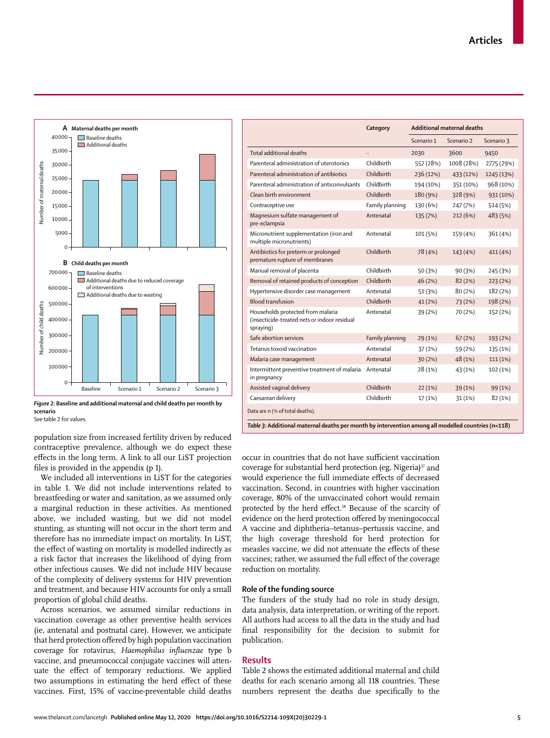**Figure 2: Baseline and additional maternal and child deaths per month by scenario**

See table 2 for values.

| | Category | Additional maternal deaths | | |
|---|---|---|---|---|
| | | Scenario 1 | Scenario 2 | Scenario 3 |
| Total additional deaths | .. | 2030 | 3600 | 9450 |
| Parenteral administration of uterotonics | Childbirth | 557 (28%) | 1008 (28%) | 2775 (29%) |
| Parenteral administration of antibiotics | Childbirth | 236 (12%) | 433 (12%) | 1245 (13%) |
| Parenteral administration of anticonvulsants | Childbirth | 194 (10%) | 351 (10%) | 968 (10%) |
| Clean birth environment | Childbirth | 180 (9%) | 328 (9%) | 931 (10%) |
| Contraceptive use | Family planning | 130 (6%) | 247 (7%) | 514 (5%) |
| Magnesium sulfate management of pre-eclampsia | Antenatal | 135 (7%) | 212 (6%) | 483 (5%) |
| Micronutrient supplementation (iron and multiple micronutrients) | Antenatal | 101 (5%) | 159 (4%) | 361 (4%) |
| Antibiotics for preterm or prolonged premature rupture of membranes | Childbirth | 78 (4%) | 143 (4%) | 411 (4%) |
| Manual removal of placenta | Childbirth | 50 (3%) | 90 (3%) | 245 (3%) |
| Removal of retained products of conception | Childbirth | 46 (2%) | 82 (2%) | 223 (2%) |
| Hypertensive disorder case management | Antenatal | 51 (3%) | 80 (2%) | 182 (2%) |
| Blood transfusion | Childbirth | 41 (2%) | 73 (2%) | 198 (2%) |
| Households protected from malaria (insecticide-treated nets or indoor residual spraying) | Antenatal | 39 (2%) | 70 (2%) | 152 (2%) |
| Safe abortion services | Family planning | 29 (1%) | 67 (2%) | 193 (2%) |
| Tetanus toxoid vaccination | Antenatal | 37 (2%) | 59 (2%) | 135 (1%) |
| Malaria case management | Antenatal | 30 (2%) | 48 (1%) | 111 (1%) |
| Intermittent preventive treatment of malaria in pregnancy | Antenatal | 28 (1%) | 43 (1%) | 102 (1%) |
| Assisted vaginal delivery | Childbirth | 22 (1%) | 39 (1%) | 99 (1%) |
| Caesarean delivery | Childbirth | 17 (1%) | 31 (1%) | 82 (1%) |

Data are n (% of total deaths).

*Table 3:* **Additional maternal deaths per month by intervention among all modelled countries (n=118)**

population size from increased fertility driven by reduced contraceptive prevalence, although we do expect these effects in the long term. A link to all our LiST projection files is provided in the appendix (p 1).

We included all interventions in LiST for the categories in table 1. We did not include interventions related to breastfeeding or water and sanitation, as we assumed only a marginal reduction in these activities. As mentioned above, we included wasting, but we did not model stunting, as stunting will not occur in the short term and therefore has no immediate impact on mortality. In LiST, the effect of wasting on mortality is modelled indirectly as a risk factor that increases the likelihood of dying from other infectious causes. We did not include HIV because of the complexity of delivery systems for HIV prevention and treatment, and because HIV accounts for only a small proportion of global child deaths.

Across scenarios, we assumed similar reductions in vaccination coverage as other preventive health services (ie, antenatal and postnatal care). However, we anticipate that herd protection offered by high population vaccination coverage for rotavirus, *Haemophilus influenzae* type b vaccine, and pneumococcal conjugate vaccines will attenuate the effect of temporary reductions. We applied two assumptions in estimating the herd effect of these vaccines. First, 15% of vaccine-preventable child deaths occur in countries that do not have sufficient vaccination coverage for substantial herd protection (eg, Nigeria)[27] and would experience the full immediate effects of decreased vaccination. Second, in countries with higher vaccination coverage, 80% of the unvaccinated cohort would remain protected by the herd effect.[28] Because of the scarcity of evidence on the herd protection offered by meningococcal A vaccine and diphtheria–tetanus–pertussis vaccine, and the high coverage threshold for herd protection for measles vaccine, we did not attenuate the effects of these vaccines; rather, we assumed the full effect of the coverage reduction on mortality.

### Role of the funding source

The funders of the study had no role in study design, data analysis, data interpretation, or writing of the report. All authors had access to all the data in the study and had final responsibility for the decision to submit for publication.

## Results

Table 2 shows the estimated additional maternal and child deaths for each scenario among all 118 countries. These numbers represent the deaths due specifically to the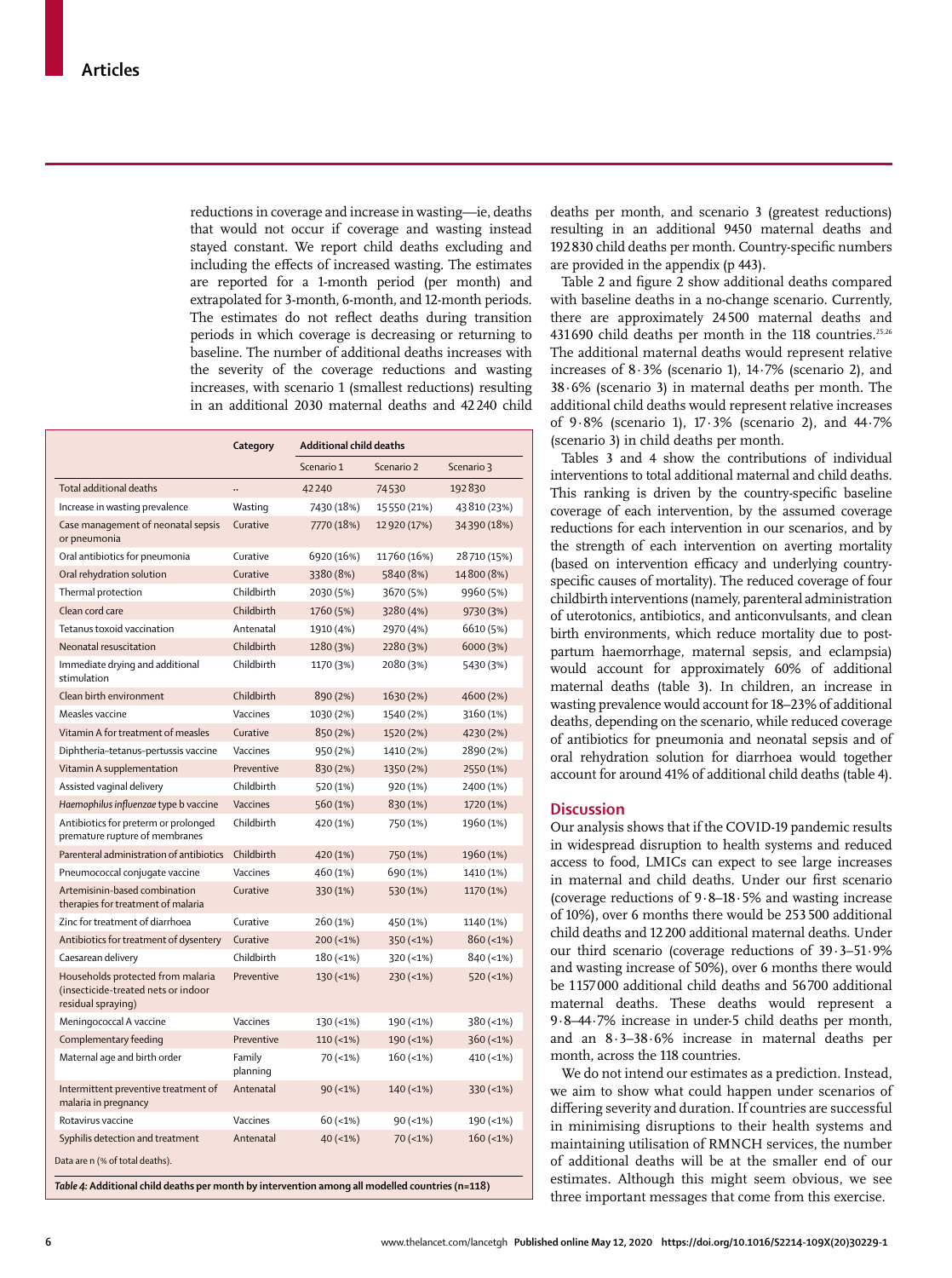reductions in coverage and increase in wasting—ie, deaths that would not occur if coverage and wasting instead stayed constant. We report child deaths excluding and including the effects of increased wasting. The estimates are reported for a 1-month period (per month) and extrapolated for 3-month, 6-month, and 12-month periods. The estimates do not reflect deaths during transition periods in which coverage is decreasing or returning to baseline. The number of additional deaths increases with the severity of the coverage reductions and wasting increases, with scenario 1 (smallest reductions) resulting in an additional 2030 maternal deaths and 42 240 child deaths per month, and scenario 3 (greatest reductions) resulting in an additional 9450 maternal deaths and 192 830 child deaths per month. Country-specific numbers are provided in the appendix (p 443).

| | Category | Additional child deaths | | |
|---|---|---|---|---|
| | | Scenario 1 | Scenario 2 | Scenario 3 |
| Total additional deaths | .. | 42 240 | 74 530 | 192 830 |
| Increase in wasting prevalence | Wasting | 7430 (18%) | 15 550 (21%) | 43 810 (23%) |
| Case management of neonatal sepsis or pneumonia | Curative | 7770 (18%) | 12 920 (17%) | 34 390 (18%) |
| Oral antibiotics for pneumonia | Curative | 6920 (16%) | 11 760 (16%) | 28 710 (15%) |
| Oral rehydration solution | Curative | 3380 (8%) | 5840 (8%) | 14 800 (8%) |
| Thermal protection | Childbirth | 2030 (5%) | 3670 (5%) | 9960 (5%) |
| Clean cord care | Childbirth | 1760 (5%) | 3280 (4%) | 9730 (3%) |
| Tetanus toxoid vaccination | Antenatal | 1910 (4%) | 2970 (4%) | 6610 (5%) |
| Neonatal resuscitation | Childbirth | 1280 (3%) | 2280 (3%) | 6000 (3%) |
| Immediate drying and additional stimulation | Childbirth | 1170 (3%) | 2080 (3%) | 5430 (3%) |
| Clean birth environment | Childbirth | 890 (2%) | 1630 (2%) | 4600 (2%) |
| Measles vaccine | Vaccines | 1030 (2%) | 1540 (2%) | 3160 (1%) |
| Vitamin A for treatment of measles | Curative | 850 (2%) | 1520 (2%) | 4230 (2%) |
| Diphtheria–tetanus–pertussis vaccine | Vaccines | 950 (2%) | 1410 (2%) | 2890 (2%) |
| Vitamin A supplementation | Preventive | 830 (2%) | 1350 (2%) | 2550 (1%) |
| Assisted vaginal delivery | Childbirth | 520 (1%) | 920 (1%) | 2400 (1%) |
| *Haemophilus influenzae* type b vaccine | Vaccines | 560 (1%) | 830 (1%) | 1720 (1%) |
| Antibiotics for preterm or prolonged premature rupture of membranes | Childbirth | 420 (1%) | 750 (1%) | 1960 (1%) |
| Parenteral administration of antibiotics | Childbirth | 420 (1%) | 750 (1%) | 1960 (1%) |
| Pneumococcal conjugate vaccine | Vaccines | 460 (1%) | 690 (1%) | 1410 (1%) |
| Artemisinin-based combination therapies for treatment of malaria | Curative | 330 (1%) | 530 (1%) | 1170 (1%) |
| Zinc for treatment of diarrhoea | Curative | 260 (1%) | 450 (1%) | 1140 (1%) |
| Antibiotics for treatment of dysentery | Curative | 200 (<1%) | 350 (<1%) | 860 (<1%) |
| Caesarean delivery | Childbirth | 180 (<1%) | 320 (<1%) | 840 (<1%) |
| Households protected from malaria (insecticide-treated nets or indoor residual spraying) | Preventive | 130 (<1%) | 230 (<1%) | 520 (<1%) |
| Meningococcal A vaccine | Vaccines | 130 (<1%) | 190 (<1%) | 380 (<1%) |
| Complementary feeding | Preventive | 110 (<1%) | 190 (<1%) | 360 (<1%) |
| Maternal age and birth order | Family planning | 70 (<1%) | 160 (<1%) | 410 (<1%) |
| Intermittent preventive treatment of malaria in pregnancy | Antenatal | 90 (<1%) | 140 (<1%) | 330 (<1%) |
| Rotavirus vaccine | Vaccines | 60 (<1%) | 90 (<1%) | 190 (<1%) |
| Syphilis detection and treatment | Antenatal | 40 (<1%) | 70 (<1%) | 160 (<1%) |

Data are n (% of total deaths).

**Table 4: Additional child deaths per month by intervention among all modelled countries (n=118)**

Table 2 and figure 2 show additional deaths compared with baseline deaths in a no-change scenario. Currently, there are approximately 24 500 maternal deaths and 431 690 child deaths per month in the 118 countries.[25,26] The additional maternal deaths would represent relative increases of 8·3% (scenario 1), 14·7% (scenario 2), and 38·6% (scenario 3) in maternal deaths per month. The additional child deaths would represent relative increases of 9·8% (scenario 1), 17·3% (scenario 2), and 44·7% (scenario 3) in child deaths per month.

Tables 3 and 4 show the contributions of individual interventions to total additional maternal and child deaths. This ranking is driven by the country-specific baseline coverage of each intervention, by the assumed coverage reductions for each intervention in our scenarios, and by the strength of each intervention on averting mortality (based on intervention efficacy and underlying country-specific causes of mortality). The reduced coverage of four childbirth interventions (namely, parenteral administration of uterotonics, antibiotics, and anticonvulsants, and clean birth environments, which reduce mortality due to post-partum haemorrhage, maternal sepsis, and eclampsia) would account for approximately 60% of additional maternal deaths (table 3). In children, an increase in wasting prevalence would account for 18–23% of additional deaths, depending on the scenario, while reduced coverage of antibiotics for pneumonia and neonatal sepsis and of oral rehydration solution for diarrhoea would together account for around 41% of additional child deaths (table 4).

## Discussion

Our analysis shows that if the COVID-19 pandemic results in widespread disruption to health systems and reduced access to food, LMICs can expect to see large increases in maternal and child deaths. Under our first scenario (coverage reductions of 9·8–18·5% and wasting increase of 10%), over 6 months there would be 253 500 additional child deaths and 12 200 additional maternal deaths. Under our third scenario (coverage reductions of 39·3–51·9% and wasting increase of 50%), over 6 months there would be 1 157 000 additional child deaths and 56 700 additional maternal deaths. These deaths would represent a 9·8–44·7% increase in under-5 child deaths per month, and an 8·3–38·6% increase in maternal deaths per month, across the 118 countries.

We do not intend our estimates as a prediction. Instead, we aim to show what could happen under scenarios of differing severity and duration. If countries are successful in minimising disruptions to their health systems and maintaining utilisation of RMNCH services, the number of additional deaths will be at the smaller end of our estimates. Although this might seem obvious, we see three important messages that come from this exercise.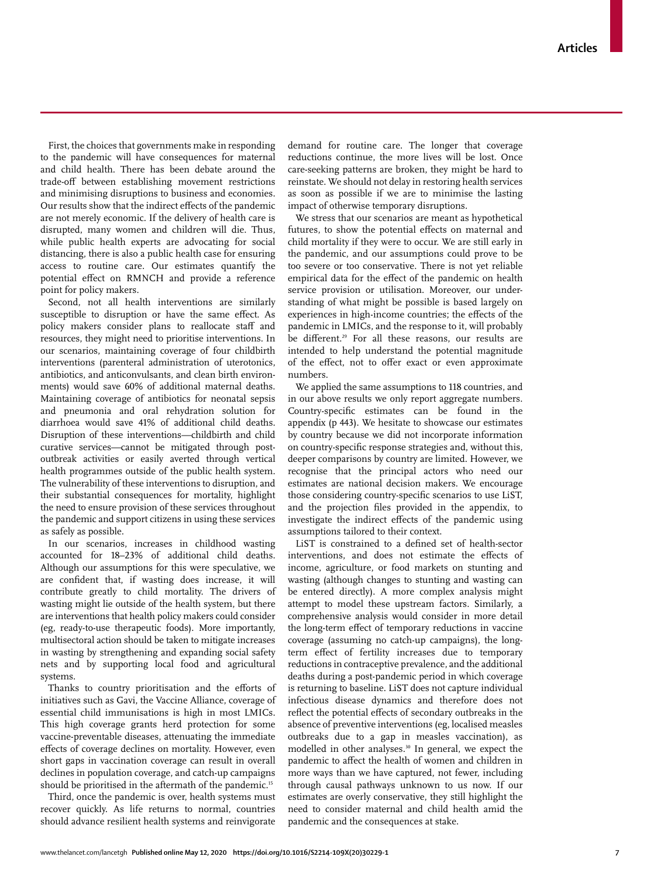First, the choices that governments make in responding to the pandemic will have consequences for maternal and child health. There has been debate around the trade-off between establishing movement restrictions and minimising disruptions to business and economies. Our results show that the indirect effects of the pandemic are not merely economic. If the delivery of health care is disrupted, many women and children will die. Thus, while public health experts are advocating for social distancing, there is also a public health case for ensuring access to routine care. Our estimates quantify the potential effect on RMNCH and provide a reference point for policy makers.

Second, not all health interventions are similarly susceptible to disruption or have the same effect. As policy makers consider plans to reallocate staff and resources, they might need to prioritise interventions. In our scenarios, maintaining coverage of four childbirth interventions (parenteral administration of uterotonics, antibiotics, and anticonvulsants, and clean birth environments) would save 60% of additional maternal deaths. Maintaining coverage of antibiotics for neonatal sepsis and pneumonia and oral rehydration solution for diarrhoea would save 41% of additional child deaths. Disruption of these interventions—childbirth and child curative services—cannot be mitigated through post-outbreak activities or easily averted through vertical health programmes outside of the public health system. The vulnerability of these interventions to disruption, and their substantial consequences for mortality, highlight the need to ensure provision of these services throughout the pandemic and support citizens in using these services as safely as possible.

In our scenarios, increases in childhood wasting accounted for 18–23% of additional child deaths. Although our assumptions for this were speculative, we are confident that, if wasting does increase, it will contribute greatly to child mortality. The drivers of wasting might lie outside of the health system, but there are interventions that health policy makers could consider (eg, ready-to-use therapeutic foods). More importantly, multisectoral action should be taken to mitigate increases in wasting by strengthening and expanding social safety nets and by supporting local food and agricultural systems.

Thanks to country prioritisation and the efforts of initiatives such as Gavi, the Vaccine Alliance, coverage of essential child immunisations is high in most LMICs. This high coverage grants herd protection for some vaccine-preventable diseases, attenuating the immediate effects of coverage declines on mortality. However, even short gaps in vaccination coverage can result in overall declines in population coverage, and catch-up campaigns should be prioritised in the aftermath of the pandemic.[15]

Third, once the pandemic is over, health systems must recover quickly. As life returns to normal, countries should advance resilient health systems and reinvigorate demand for routine care. The longer that coverage reductions continue, the more lives will be lost. Once care-seeking patterns are broken, they might be hard to reinstate. We should not delay in restoring health services as soon as possible if we are to minimise the lasting impact of otherwise temporary disruptions.

We stress that our scenarios are meant as hypothetical futures, to show the potential effects on maternal and child mortality if they were to occur. We are still early in the pandemic, and our assumptions could prove to be too severe or too conservative. There is not yet reliable empirical data for the effect of the pandemic on health service provision or utilisation. Moreover, our understanding of what might be possible is based largely on experiences in high-income countries; the effects of the pandemic in LMICs, and the response to it, will probably be different.[29] For all these reasons, our results are intended to help understand the potential magnitude of the effect, not to offer exact or even approximate numbers.

We applied the same assumptions to 118 countries, and in our above results we only report aggregate numbers. Country-specific estimates can be found in the appendix (p 443). We hesitate to showcase our estimates by country because we did not incorporate information on country-specific response strategies and, without this, deeper comparisons by country are limited. However, we recognise that the principal actors who need our estimates are national decision makers. We encourage those considering country-specific scenarios to use LiST, and the projection files provided in the appendix, to investigate the indirect effects of the pandemic using assumptions tailored to their context.

LiST is constrained to a defined set of health-sector interventions, and does not estimate the effects of income, agriculture, or food markets on stunting and wasting (although changes to stunting and wasting can be entered directly). A more complex analysis might attempt to model these upstream factors. Similarly, a comprehensive analysis would consider in more detail the long-term effect of temporary reductions in vaccine coverage (assuming no catch-up campaigns), the long-term effect of fertility increases due to temporary reductions in contraceptive prevalence, and the additional deaths during a post-pandemic period in which coverage is returning to baseline. LiST does not capture individual infectious disease dynamics and therefore does not reflect the potential effects of secondary outbreaks in the absence of preventive interventions (eg, localised measles outbreaks due to a gap in measles vaccination), as modelled in other analyses.[30] In general, we expect the pandemic to affect the health of women and children in more ways than we have captured, not fewer, including through causal pathways unknown to us now. If our estimates are overly conservative, they still highlight the need to consider maternal and child health amid the pandemic and the consequences at stake.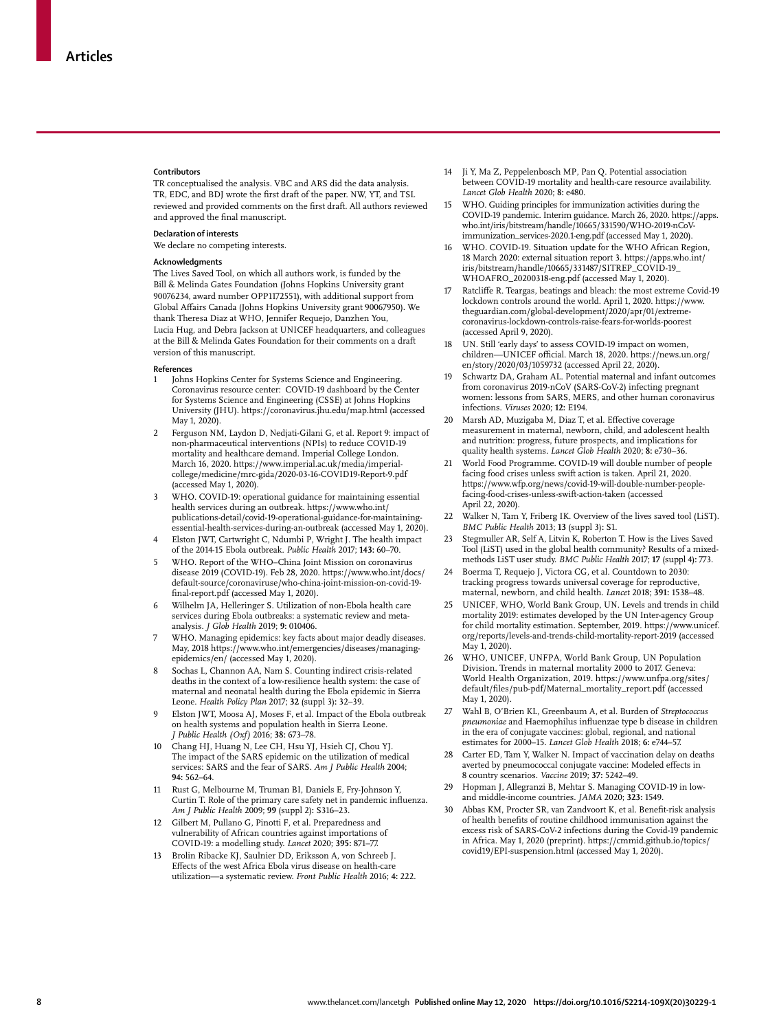### Contributors

TR conceptualised the analysis. VBC and ARS did the data analysis. TR, EDC, and BDJ wrote the first draft of the paper. NW, YT, and TSL reviewed and provided comments on the first draft. All authors reviewed and approved the final manuscript.

### Declaration of interests

We declare no competing interests.

### Acknowledgments

The Lives Saved Tool, on which all authors work, is funded by the Bill & Melinda Gates Foundation (Johns Hopkins University grant 90076234, award number OPP1172551), with additional support from Global Affairs Canada (Johns Hopkins University grant 90067950). We thank Theresa Diaz at WHO, Jennifer Requejo, Danzhen You, Lucia Hug, and Debra Jackson at UNICEF headquarters, and colleagues at the Bill & Melinda Gates Foundation for their comments on a draft version of this manuscript.

### References

1. Johns Hopkins Center for Systems Science and Engineering. Coronavirus resource center: COVID-19 dashboard by the Center for Systems Science and Engineering (CSSE) at Johns Hopkins University (JHU). https://coronavirus.jhu.edu/map.html (accessed May 1, 2020).
2. Ferguson NM, Laydon D, Nedjati-Gilani G, et al. Report 9: impact of non-pharmaceutical interventions (NPIs) to reduce COVID-19 mortality and healthcare demand. Imperial College London. March 16, 2020. https://www.imperial.ac.uk/media/imperial-college/medicine/mrc-gida/2020-03-16-COVID19-Report-9.pdf (accessed May 1, 2020).
3. WHO. COVID-19: operational guidance for maintaining essential health services during an outbreak. https://www.who.int/publications-detail/covid-19-operational-guidance-for-maintaining-essential-health-services-during-an-outbreak (accessed May 1, 2020).
4. Elston JWT, Cartwright C, Ndumbi P, Wright J. The health impact of the 2014-15 Ebola outbreak. *Public Health* 2017; **143:** 60–70.
5. WHO. Report of the WHO–China Joint Mission on coronavirus disease 2019 (COVID-19). Feb 28, 2020. https://www.who.int/docs/default-source/coronaviruse/who-china-joint-mission-on-covid-19-final-report.pdf (accessed May 1, 2020).
6. Wilhelm JA, Helleringer S. Utilization of non-Ebola health care services during Ebola outbreaks: a systematic review and meta-analysis. *J Glob Health* 2019; **9:** 010406.
7. WHO. Managing epidemics: key facts about major deadly diseases. May, 2018 https://www.who.int/emergencies/diseases/managing-epidemics/en/ (accessed May 1, 2020).
8. Sochas L, Channon AA, Nam S. Counting indirect crisis-related deaths in the context of a low-resilience health system: the case of maternal and neonatal health during the Ebola epidemic in Sierra Leone. *Health Policy Plan* 2017; **32** (suppl 3)**:** 32–39.
9. Elston JWT, Moosa AJ, Moses F, et al. Impact of the Ebola outbreak on health systems and population health in Sierra Leone. *J Public Health (Oxf)* 2016; **38:** 673–78.
10. Chang HJ, Huang N, Lee CH, Hsu YJ, Hsieh CJ, Chou YJ. The impact of the SARS epidemic on the utilization of medical services: SARS and the fear of SARS. *Am J Public Health* 2004; **94:** 562–64.
11. Rust G, Melbourne M, Truman BI, Daniels E, Fry-Johnson Y, Curtin T. Role of the primary care safety net in pandemic influenza. *Am J Public Health* 2009; **99** (suppl 2)**:** S316–23.
12. Gilbert M, Pullano G, Pinotti F, et al. Preparedness and vulnerability of African countries against importations of COVID-19: a modelling study. *Lancet* 2020; **395:** 871–77.
13. Brolin Ribacke KJ, Saulnier DD, Eriksson A, von Schreeb J. Effects of the west Africa Ebola virus disease on health-care utilization—a systematic review. *Front Public Health* 2016; **4:** 222.
14. Ji Y, Ma Z, Peppelenbosch MP, Pan Q. Potential association between COVID-19 mortality and health-care resource availability. *Lancet Glob Health* 2020; **8:** e480.
15. WHO. Guiding principles for immunization activities during the COVID-19 pandemic. Interim guidance. March 26, 2020. https://apps.who.int/iris/bitstream/handle/10665/331590/WHO-2019-nCoV-immunization_services-2020.1-eng.pdf (accessed May 1, 2020).
16. WHO. COVID-19. Situation update for the WHO African Region, 18 March 2020: external situation report 3. https://apps.who.int/iris/bitstream/handle/10665/331487/SITREP_COVID-19_WHOAFRO_20200318-eng.pdf (accessed May 1, 2020).
17. Ratcliffe R. Teargas, beatings and bleach: the most extreme Covid-19 lockdown controls around the world. April 1, 2020. https://www.theguardian.com/global-development/2020/apr/01/extreme-coronavirus-lockdown-controls-raise-fears-for-worlds-poorest (accessed April 9, 2020).
18. UN. Still 'early days' to assess COVID-19 impact on women, children—UNICEF official. March 18, 2020. https://news.un.org/en/story/2020/03/1059732 (accessed April 22, 2020).
19. Schwartz DA, Graham AL. Potential maternal and infant outcomes from coronavirus 2019-nCoV (SARS-CoV-2) infecting pregnant women: lessons from SARS, MERS, and other human coronavirus infections. *Viruses* 2020; **12:** E194.
20. Marsh AD, Muzigaba M, Diaz T, et al. Effective coverage measurement in maternal, newborn, child, and adolescent health and nutrition: progress, future prospects, and implications for quality health systems. *Lancet Glob Health* 2020; **8:** e730–36.
21. World Food Programme. COVID-19 will double number of people facing food crises unless swift action is taken. April 21, 2020. https://www.wfp.org/news/covid-19-will-double-number-people-facing-food-crises-unless-swift-action-taken (accessed April 22, 2020).
22. Walker N, Tam Y, Friberg IK. Overview of the lives saved tool (LiST). *BMC Public Health* 2013; **13** (suppl 3)**:** S1.
23. Stegmuller AR, Self A, Litvin K, Roberton T. How is the Lives Saved Tool (LiST) used in the global health community? Results of a mixed-methods LiST user study. *BMC Public Health* 2017; **17** (suppl 4)**:** 773.
24. Boerma T, Requejo J, Victora CG, et al. Countdown to 2030: tracking progress towards universal coverage for reproductive, maternal, newborn, and child health. *Lancet* 2018; **391:** 1538–48.
25. UNICEF, WHO, World Bank Group, UN. Levels and trends in child mortality 2019: estimates developed by the UN Inter-agency Group for child mortality estimation. September, 2019. https://www.unicef.org/reports/levels-and-trends-child-mortality-report-2019 (accessed May 1, 2020).
26. WHO, UNICEF, UNFPA, World Bank Group, UN Population Division. Trends in maternal mortality 2000 to 2017. Geneva: World Health Organization, 2019. https://www.unfpa.org/sites/default/files/pub-pdf/Maternal_mortality_report.pdf (accessed May 1, 2020).
27. Wahl B, O'Brien KL, Greenbaum A, et al. Burden of *Streptococcus pneumoniae* and Haemophilus influenzae type b disease in children in the era of conjugate vaccines: global, regional, and national estimates for 2000–15. *Lancet Glob Health* 2018; **6:** e744–57.
28. Carter ED, Tam Y, Walker N. Impact of vaccination delay on deaths averted by pneumococcal conjugate vaccine: Modeled effects in 8 country scenarios. *Vaccine* 2019; **37:** 5242–49.
29. Hopman J, Allegranzi B, Mehtar S. Managing COVID-19 in low- and middle-income countries. *JAMA* 2020; **323:** 1549.
30. Abbas KM, Procter SR, van Zandvoort K, et al. Benefit-risk analysis of health benefits of routine childhood immunisation against the excess risk of SARS-CoV-2 infections during the Covid-19 pandemic in Africa. May 1, 2020 (preprint). https://cmmid.github.io/topics/covid19/EPI-suspension.html (accessed May 1, 2020).